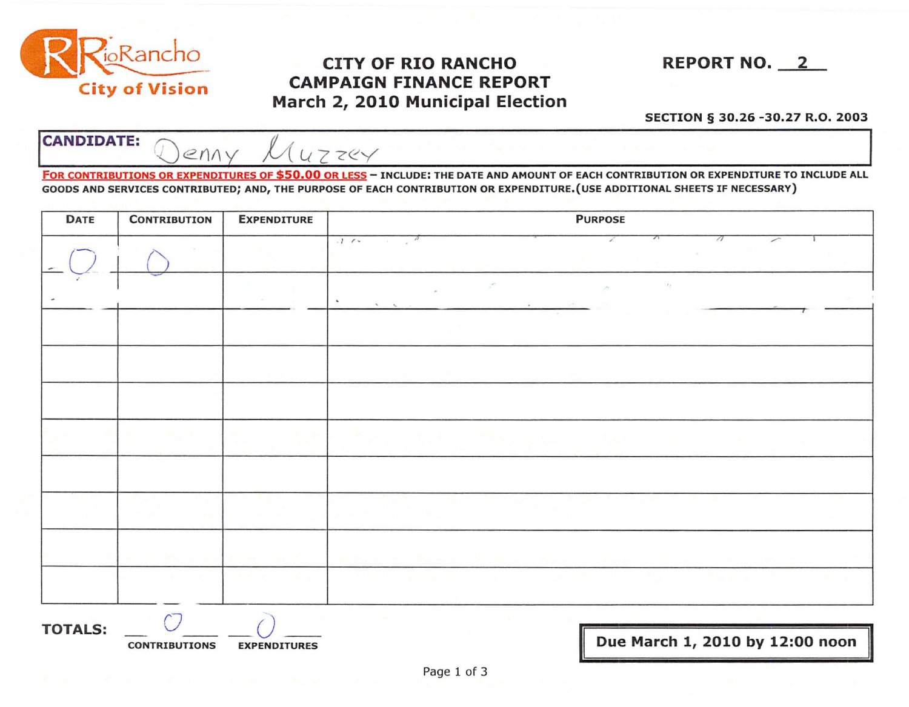RioRancho City of Vision

# CITY OF RIO RANCHO CAMPAIGN FINANCE REPORT March 2, 2010 Municipal Election

**REPORT NO.** 2

**SECTION § 30.26 -30.27 R.O. 2003**

**CANDIDATE:** Denny Muzzey

**FOR CONTRIBUTIONS OR EXPENDITURES OF $50.00 OR LESS** – INCLUDE: THE DATE AND AMOUNT OF EACH CONTRIBUTION OR EXPENDITURE TO INCLUDE ALL GOODS AND SERVICES CONTRIBUTED; AND, THE PURPOSE OF EACH CONTRIBUTION OR EXPENDITURE.(USE ADDITIONAL SHEETS IF NECESSARY)

| DATE | CONTRIBUTION | EXPENDITURE | PURPOSE |
|---|---|---|---|
| -0- | 0 | | |
| | | | |
| | | | |
| | | | |
| | | | |
| | | | |
| | | | |
| | | | |
| | | | |
| | | | |

**TOTALS:** 0 CONTRIBUTIONS 0 EXPENDITURES

**Due March 1, 2010 by 12:00 noon**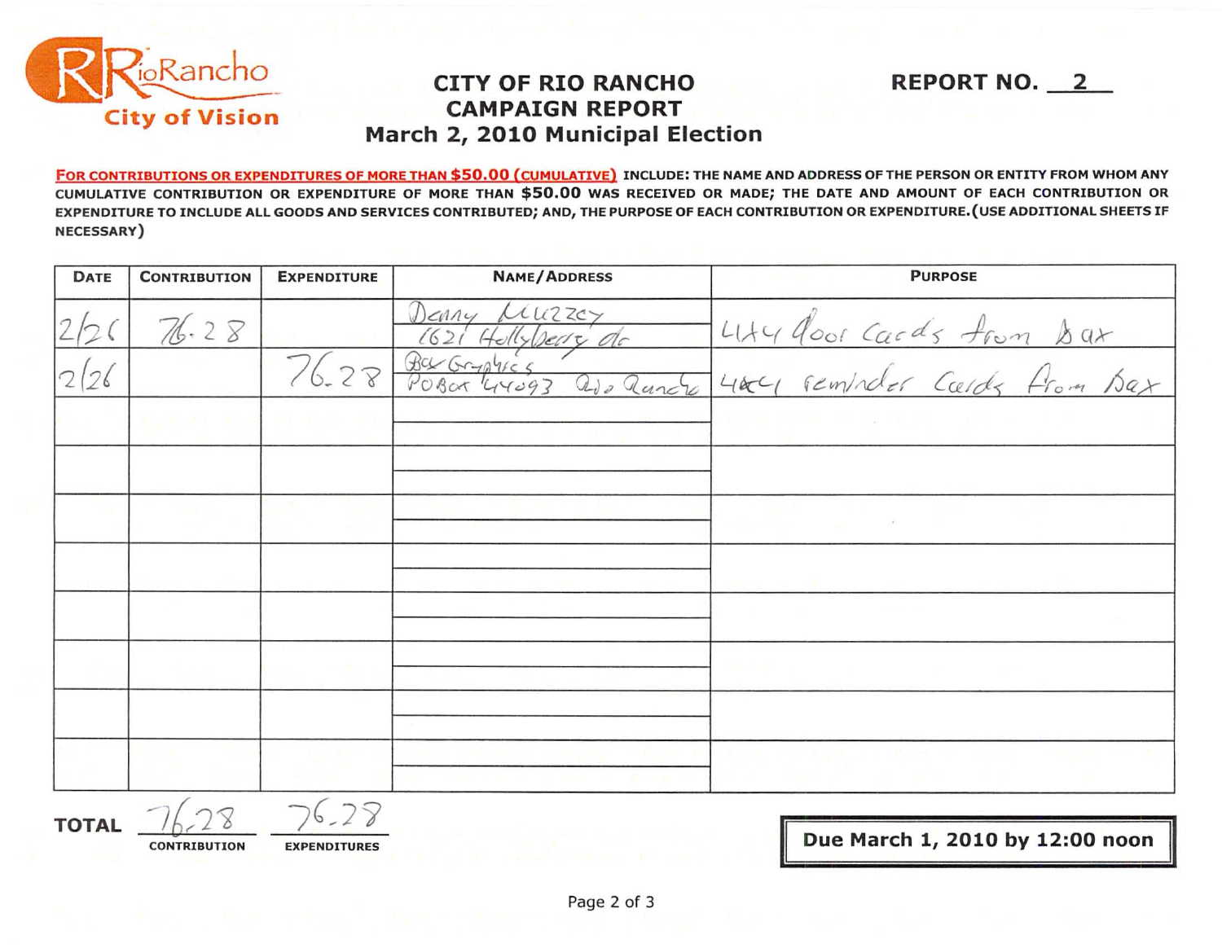# CITY OF RIO RANCHO CAMPAIGN REPORT
## March 2, 2010 Municipal Election

**REPORT NO. 2**

**FOR CONTRIBUTIONS OR EXPENDITURES OF MORE THAN $50.00 (CUMULATIVE)** INCLUDE: THE NAME AND ADDRESS OF THE PERSON OR ENTITY FROM WHOM ANY CUMULATIVE CONTRIBUTION OR EXPENDITURE OF MORE THAN $50.00 WAS RECEIVED OR MADE; THE DATE AND AMOUNT OF EACH CONTRIBUTION OR EXPENDITURE TO INCLUDE ALL GOODS AND SERVICES CONTRIBUTED; AND, THE PURPOSE OF EACH CONTRIBUTION OR EXPENDITURE. (USE ADDITIONAL SHEETS IF NECESSARY)

| DATE | CONTRIBUTION | EXPENDITURE | NAME/ADDRESS | PURPOSE |
|---|---|---|---|---|
| 2/26 | 76.28 | | Denny Muzzey<br>1621 Hollyberry dr | 4x4 door cards from Bax |
| 2/26 | | 76.28 | Bax Graphics<br>PO Box 44093 Rio Rancho | 4x4 reminder cards from Bax |
| | | | | |
| | | | | |
| | | | | |
| | | | | |
| | | | | |
| | | | | |
| | | | | |
| | | | | |

**TOTAL** 76.28 CONTRIBUTION 76.28 EXPENDITURES

**Due March 1, 2010 by 12:00 noon**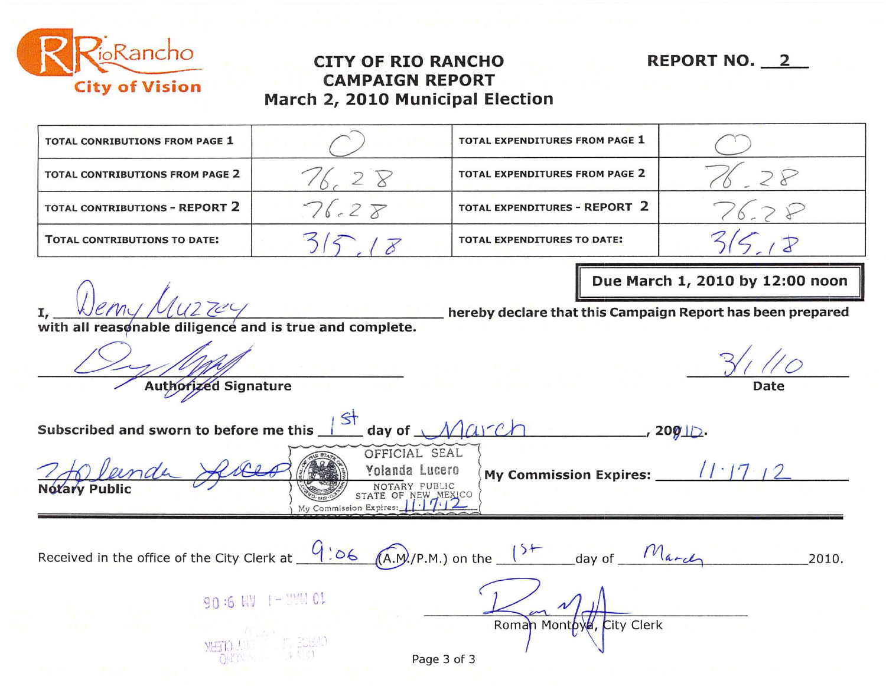RioRancho
City of Vision

# CITY OF RIO RANCHO
## CAMPAIGN REPORT
## March 2, 2010 Municipal Election

**REPORT NO. 2**

| | | | |
|---|---|---|---|
| TOTAL CONRIBUTIONS FROM PAGE 1 | 0 | TOTAL EXPENDITURES FROM PAGE 1 | 0 |
| TOTAL CONTRIBUTIONS FROM PAGE 2 | 76.28 | TOTAL EXPENDITURES FROM PAGE 2 | 76.28 |
| TOTAL CONTRIBUTIONS - REPORT 2 | 76.28 | TOTAL EXPENDITURES - REPORT 2 | 76.28 |
| TOTAL CONTRIBUTIONS TO DATE: | 315.18 | TOTAL EXPENDITURES TO DATE: | 315.18 |

**Due March 1, 2010 by 12:00 noon**

I, Demy Muzzey hereby declare that this Campaign Report has been prepared with all reasonable diligence and is true and complete.

[signature] Authorized Signature

3/1/10 Date

Subscribed and sworn to before me this 1st day of March, 2010.

Yolanda Lucero Notary Public

OFFICIAL SEAL
Yolanda Lucero
NOTARY PUBLIC
STATE OF NEW MEXICO
My Commission Expires: 11-17-12

My Commission Expires: 11-17-12

Received in the office of the City Clerk at 9:06 (A.M./P.M.) on the 1st day of March 2010.

10 MAR -1 AM 9:06

[signature] Roman Montoya, City Clerk